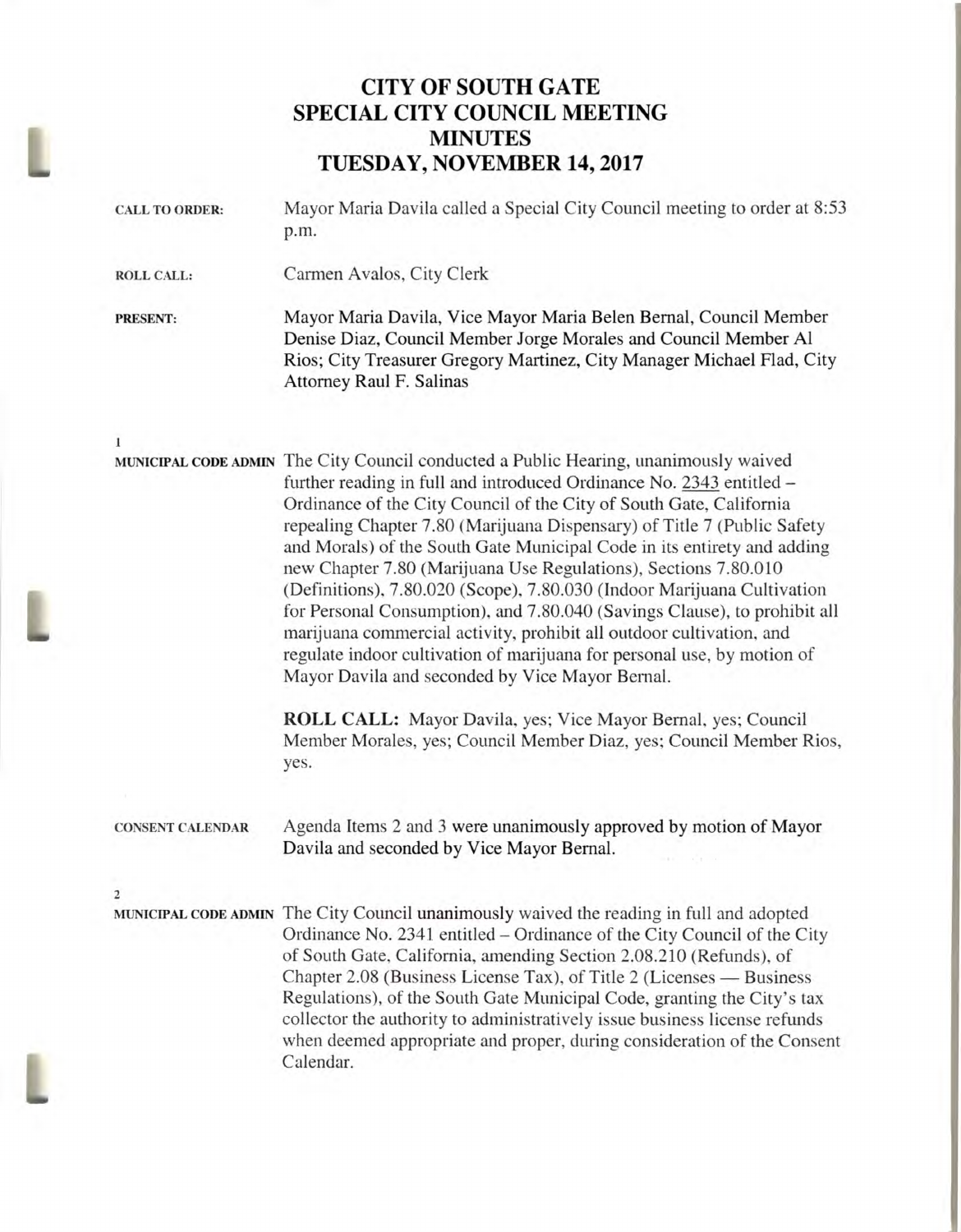# CITY OF SOUTH GATE
# SPECIAL CITY COUNCIL MEETING
# MINUTES
# TUESDAY, NOVEMBER 14, 2017

**CALL TO ORDER:** Mayor Maria Davila called a Special City Council meeting to order at 8:53 p.m.

**ROLL CALL:** Carmen Avalos, City Clerk

**PRESENT:** Mayor Maria Davila, Vice Mayor Maria Belen Bernal, Council Member Denise Diaz, Council Member Jorge Morales and Council Member Al Rios; City Treasurer Gregory Martinez, City Manager Michael Flad, City Attorney Raul F. Salinas

**1**

**MUNICIPAL CODE ADMIN** The City Council conducted a Public Hearing, unanimously waived further reading in full and introduced Ordinance No. 2343 entitled – Ordinance of the City Council of the City of South Gate, California repealing Chapter 7.80 (Marijuana Dispensary) of Title 7 (Public Safety and Morals) of the South Gate Municipal Code in its entirety and adding new Chapter 7.80 (Marijuana Use Regulations), Sections 7.80.010 (Definitions), 7.80.020 (Scope), 7.80.030 (Indoor Marijuana Cultivation for Personal Consumption), and 7.80.040 (Savings Clause), to prohibit all marijuana commercial activity, prohibit all outdoor cultivation, and regulate indoor cultivation of marijuana for personal use, by motion of Mayor Davila and seconded by Vice Mayor Bernal.

**ROLL CALL:** Mayor Davila, yes; Vice Mayor Bernal, yes; Council Member Morales, yes; Council Member Diaz, yes; Council Member Rios, yes.

**CONSENT CALENDAR** Agenda Items 2 and 3 were unanimously approved by motion of Mayor Davila and seconded by Vice Mayor Bernal.

**2**

**MUNICIPAL CODE ADMIN** The City Council unanimously waived the reading in full and adopted Ordinance No. 2341 entitled – Ordinance of the City Council of the City of South Gate, California, amending Section 2.08.210 (Refunds), of Chapter 2.08 (Business License Tax), of Title 2 (Licenses — Business Regulations), of the South Gate Municipal Code, granting the City's tax collector the authority to administratively issue business license refunds when deemed appropriate and proper, during consideration of the Consent Calendar.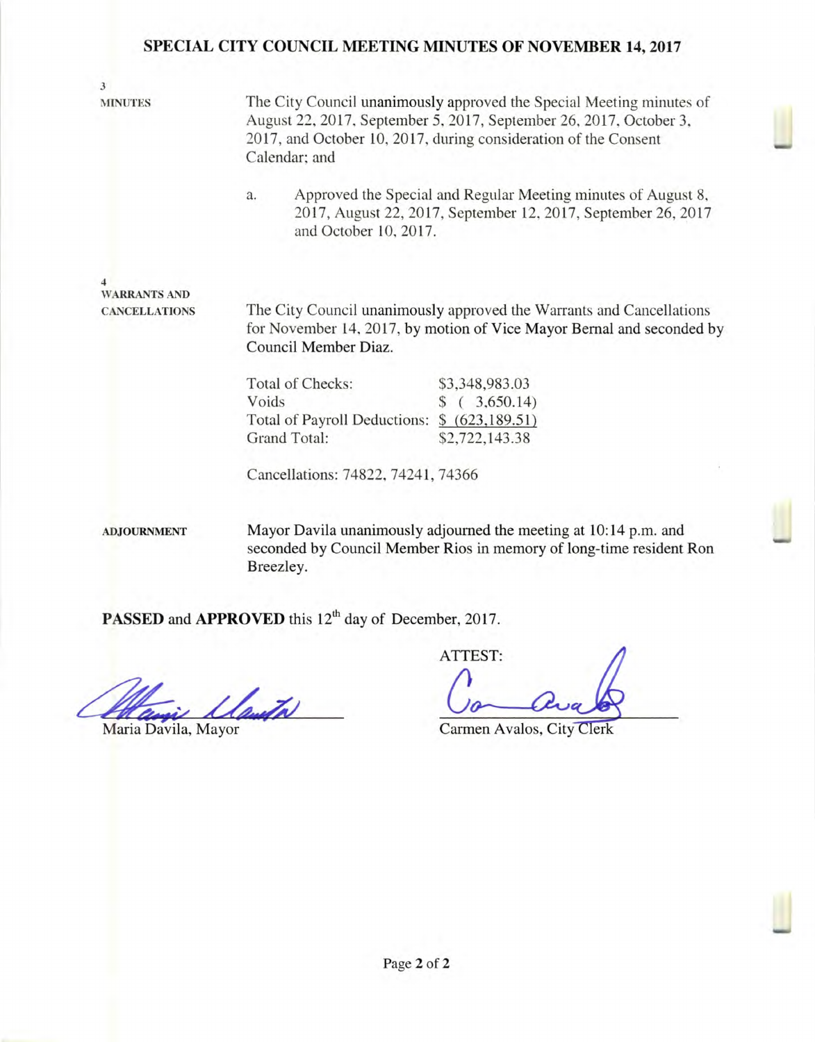# SPECIAL CITY COUNCIL MEETING MINUTES OF NOVEMBER 14, 2017

**3**
**MINUTES**

The City Council unanimously approved the Special Meeting minutes of August 22, 2017, September 5, 2017, September 26, 2017, October 3, 2017, and October 10, 2017, during consideration of the Consent Calendar; and

a. Approved the Special and Regular Meeting minutes of August 8, 2017, August 22, 2017, September 12, 2017, September 26, 2017 and October 10, 2017.

**4**
**WARRANTS AND CANCELLATIONS**

The City Council unanimously approved the Warrants and Cancellations for November 14, 2017, by motion of Vice Mayor Bernal and seconded by Council Member Diaz.

| | |
|---|---|
| Total of Checks: | \$3,348,983.03 |
| Voids | \$ ( 3,650.14) |
| Total of Payroll Deductions: | \$ (623,189.51) |
| Grand Total: | \$2,722,143.38 |

Cancellations: 74822, 74241, 74366

**ADJOURNMENT**

Mayor Davila unanimously adjourned the meeting at 10:14 p.m. and seconded by Council Member Rios in memory of long-time resident Ron Breezley.

**PASSED** and **APPROVED** this 12th day of December, 2017.

Maria Davila, Mayor

ATTEST:

Carmen Avalos, City Clerk